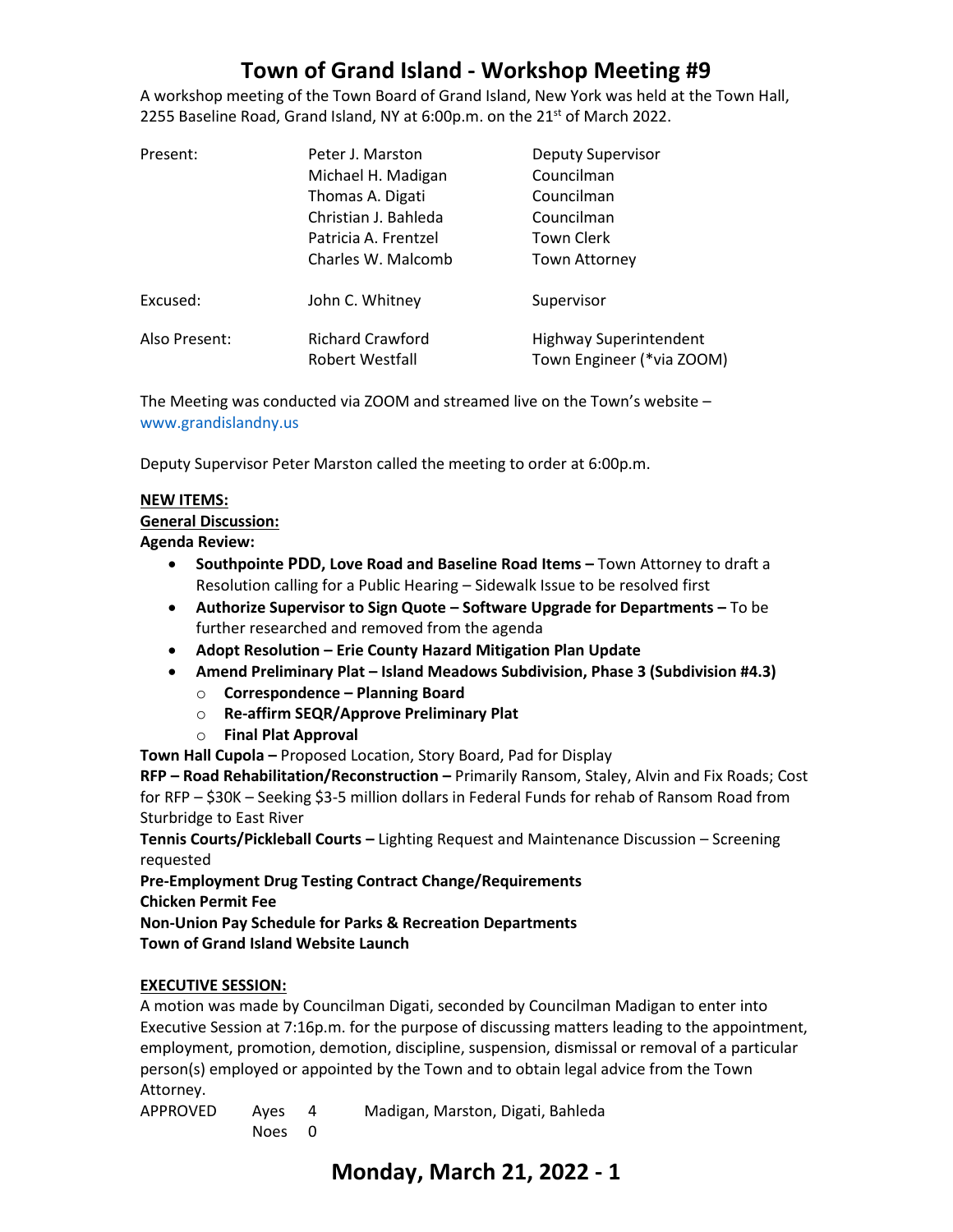# Town of Grand Island - Workshop Meeting #9

A workshop meeting of the Town Board of Grand Island, New York was held at the Town Hall, 2255 Baseline Road, Grand Island, NY at 6:00p.m. on the 21st of March 2022.

| | | |
|---|---|---|
| Present: | Peter J. Marston | Deputy Supervisor |
| | Michael H. Madigan | Councilman |
| | Thomas A. Digati | Councilman |
| | Christian J. Bahleda | Councilman |
| | Patricia A. Frentzel | Town Clerk |
| | Charles W. Malcomb | Town Attorney |
| Excused: | John C. Whitney | Supervisor |
| Also Present: | Richard Crawford | Highway Superintendent |
| | Robert Westfall | Town Engineer (*via ZOOM) |

The Meeting was conducted via ZOOM and streamed live on the Town's website – www.grandislandny.us

Deputy Supervisor Peter Marston called the meeting to order at 6:00p.m.

**NEW ITEMS:**

**General Discussion:**

**Agenda Review:**

- **Southpointe PDD, Love Road and Baseline Road Items –** Town Attorney to draft a Resolution calling for a Public Hearing – Sidewalk Issue to be resolved first
- **Authorize Supervisor to Sign Quote – Software Upgrade for Departments –** To be further researched and removed from the agenda
- **Adopt Resolution – Erie County Hazard Mitigation Plan Update**
- **Amend Preliminary Plat – Island Meadows Subdivision, Phase 3 (Subdivision #4.3)**
  - **Correspondence – Planning Board**
  - **Re-affirm SEQR/Approve Preliminary Plat**
  - **Final Plat Approval**

**Town Hall Cupola –** Proposed Location, Story Board, Pad for Display

**RFP – Road Rehabilitation/Reconstruction –** Primarily Ransom, Staley, Alvin and Fix Roads; Cost for RFP – $30K – Seeking $3-5 million dollars in Federal Funds for rehab of Ransom Road from Sturbridge to East River

**Tennis Courts/Pickleball Courts –** Lighting Request and Maintenance Discussion – Screening requested

**Pre-Employment Drug Testing Contract Change/Requirements**

**Chicken Permit Fee**

**Non-Union Pay Schedule for Parks & Recreation Departments**

**Town of Grand Island Website Launch**

**EXECUTIVE SESSION:**

A motion was made by Councilman Digati, seconded by Councilman Madigan to enter into Executive Session at 7:16p.m. for the purpose of discussing matters leading to the appointment, employment, promotion, demotion, discipline, suspension, dismissal or removal of a particular person(s) employed or appointed by the Town and to obtain legal advice from the Town Attorney.

| | | | |
|---|---|---|---|
| APPROVED | Ayes | 4 | Madigan, Marston, Digati, Bahleda |
| | Noes | 0 | |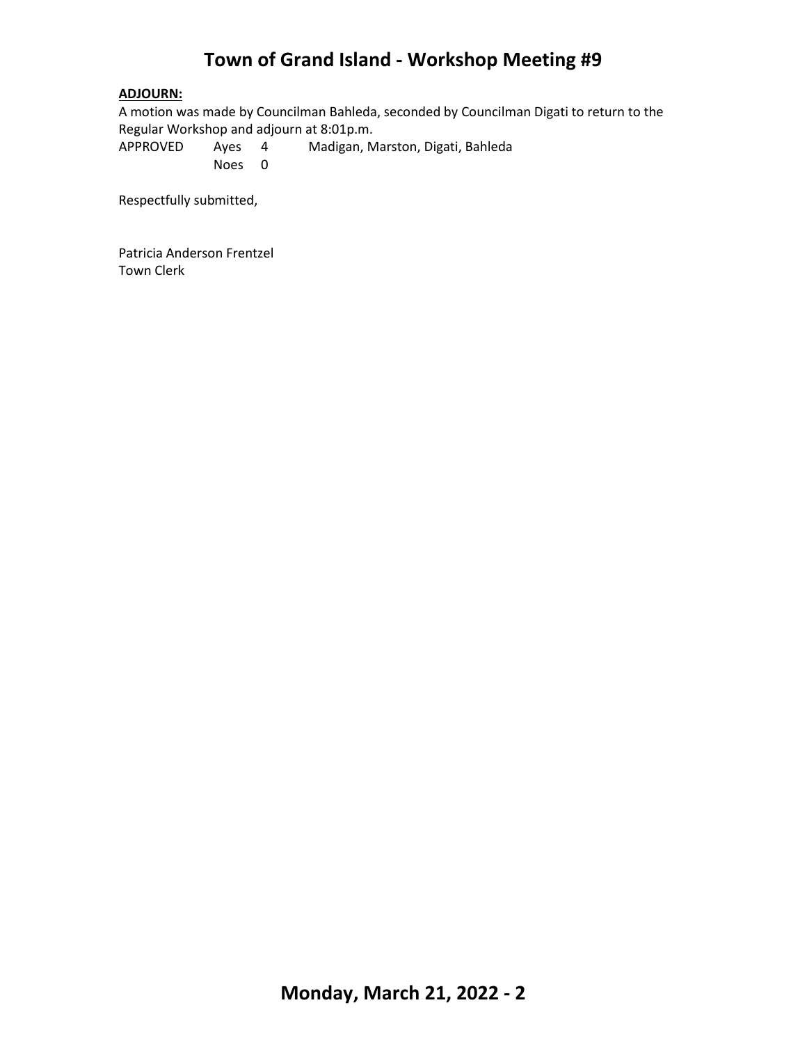**ADJOURN:**

A motion was made by Councilman Bahleda, seconded by Councilman Digati to return to the Regular Workshop and adjourn at 8:01p.m.

| | | | |
|---|---|---|---|
| APPROVED | Ayes | 4 | Madigan, Marston, Digati, Bahleda |
| | Noes | 0 | |

Respectfully submitted,

Patricia Anderson Frentzel
Town Clerk